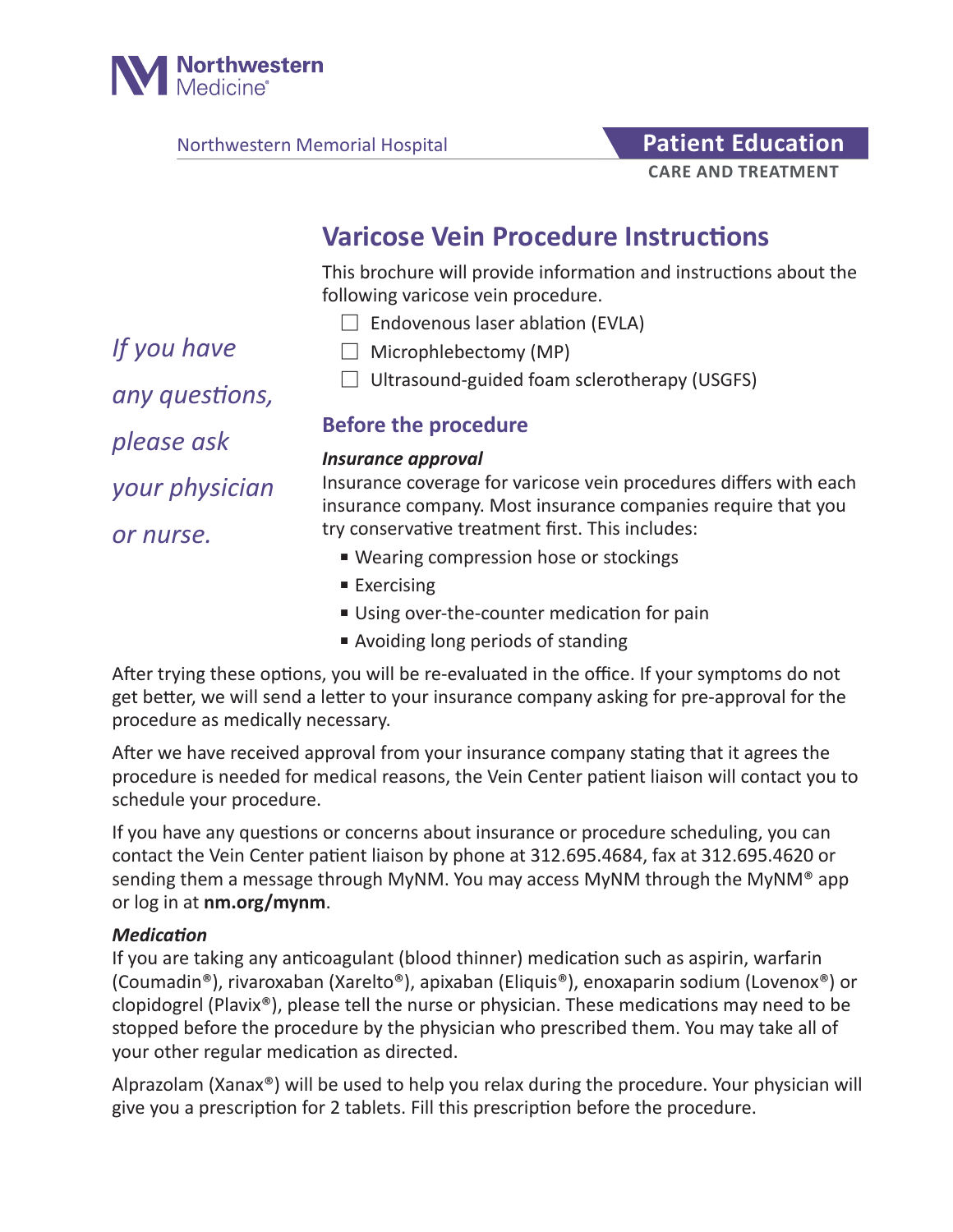Northwestern Medicine

Northwestern Memorial Hospital

**Patient Education**
**CARE AND TREATMENT**

# Varicose Vein Procedure Instructions

This brochure will provide information and instructions about the following varicose vein procedure.

- ☐ Endovenous laser ablation (EVLA)
- ☐ Microphlebectomy (MP)
- ☐ Ultrasound-guided foam sclerotherapy (USGFS)

*If you have any questions, please ask your physician or nurse.*

## Before the procedure

### *Insurance approval*

Insurance coverage for varicose vein procedures differs with each insurance company. Most insurance companies require that you try conservative treatment first. This includes:

- Wearing compression hose or stockings
- Exercising
- Using over-the-counter medication for pain
- Avoiding long periods of standing

After trying these options, you will be re-evaluated in the office. If your symptoms do not get better, we will send a letter to your insurance company asking for pre-approval for the procedure as medically necessary.

After we have received approval from your insurance company stating that it agrees the procedure is needed for medical reasons, the Vein Center patient liaison will contact you to schedule your procedure.

If you have any questions or concerns about insurance or procedure scheduling, you can contact the Vein Center patient liaison by phone at 312.695.4684, fax at 312.695.4620 or sending them a message through MyNM. You may access MyNM through the MyNM® app or log in at **nm.org/mynm**.

### *Medication*

If you are taking any anticoagulant (blood thinner) medication such as aspirin, warfarin (Coumadin®), rivaroxaban (Xarelto®), apixaban (Eliquis®), enoxaparin sodium (Lovenox®) or clopidogrel (Plavix®), please tell the nurse or physician. These medications may need to be stopped before the procedure by the physician who prescribed them. You may take all of your other regular medication as directed.

Alprazolam (Xanax®) will be used to help you relax during the procedure. Your physician will give you a prescription for 2 tablets. Fill this prescription before the procedure.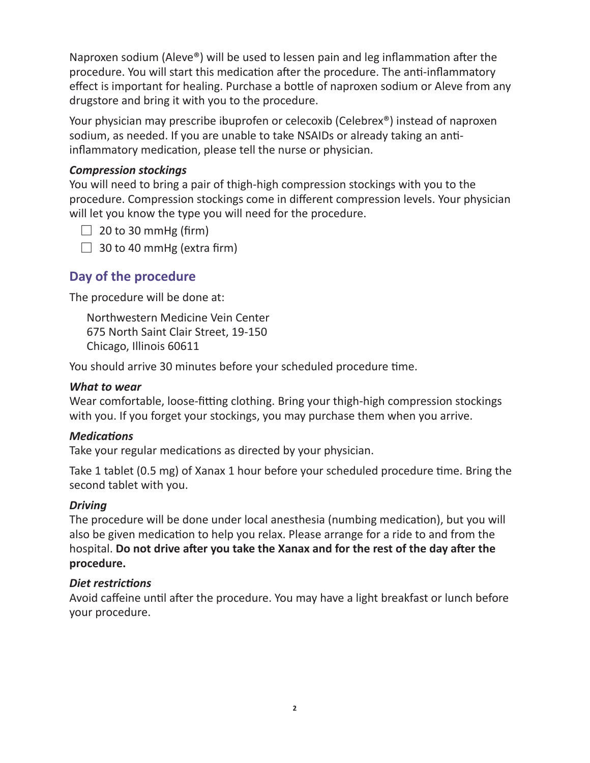Naproxen sodium (Aleve®) will be used to lessen pain and leg inflammation after the procedure. You will start this medication after the procedure. The anti-inflammatory effect is important for healing. Purchase a bottle of naproxen sodium or Aleve from any drugstore and bring it with you to the procedure.

Your physician may prescribe ibuprofen or celecoxib (Celebrex®) instead of naproxen sodium, as needed. If you are unable to take NSAIDs or already taking an anti-inflammatory medication, please tell the nurse or physician.

***Compression stockings***

You will need to bring a pair of thigh-high compression stockings with you to the procedure. Compression stockings come in different compression levels. Your physician will let you know the type you will need for the procedure.

- ☐ 20 to 30 mmHg (firm)
- ☐ 30 to 40 mmHg (extra firm)

## Day of the procedure

The procedure will be done at:

Northwestern Medicine Vein Center
675 North Saint Clair Street, 19-150
Chicago, Illinois 60611

You should arrive 30 minutes before your scheduled procedure time.

***What to wear***

Wear comfortable, loose-fitting clothing. Bring your thigh-high compression stockings with you. If you forget your stockings, you may purchase them when you arrive.

***Medications***

Take your regular medications as directed by your physician.

Take 1 tablet (0.5 mg) of Xanax 1 hour before your scheduled procedure time. Bring the second tablet with you.

***Driving***

The procedure will be done under local anesthesia (numbing medication), but you will also be given medication to help you relax. Please arrange for a ride to and from the hospital. **Do not drive after you take the Xanax and for the rest of the day after the procedure.**

***Diet restrictions***

Avoid caffeine until after the procedure. You may have a light breakfast or lunch before your procedure.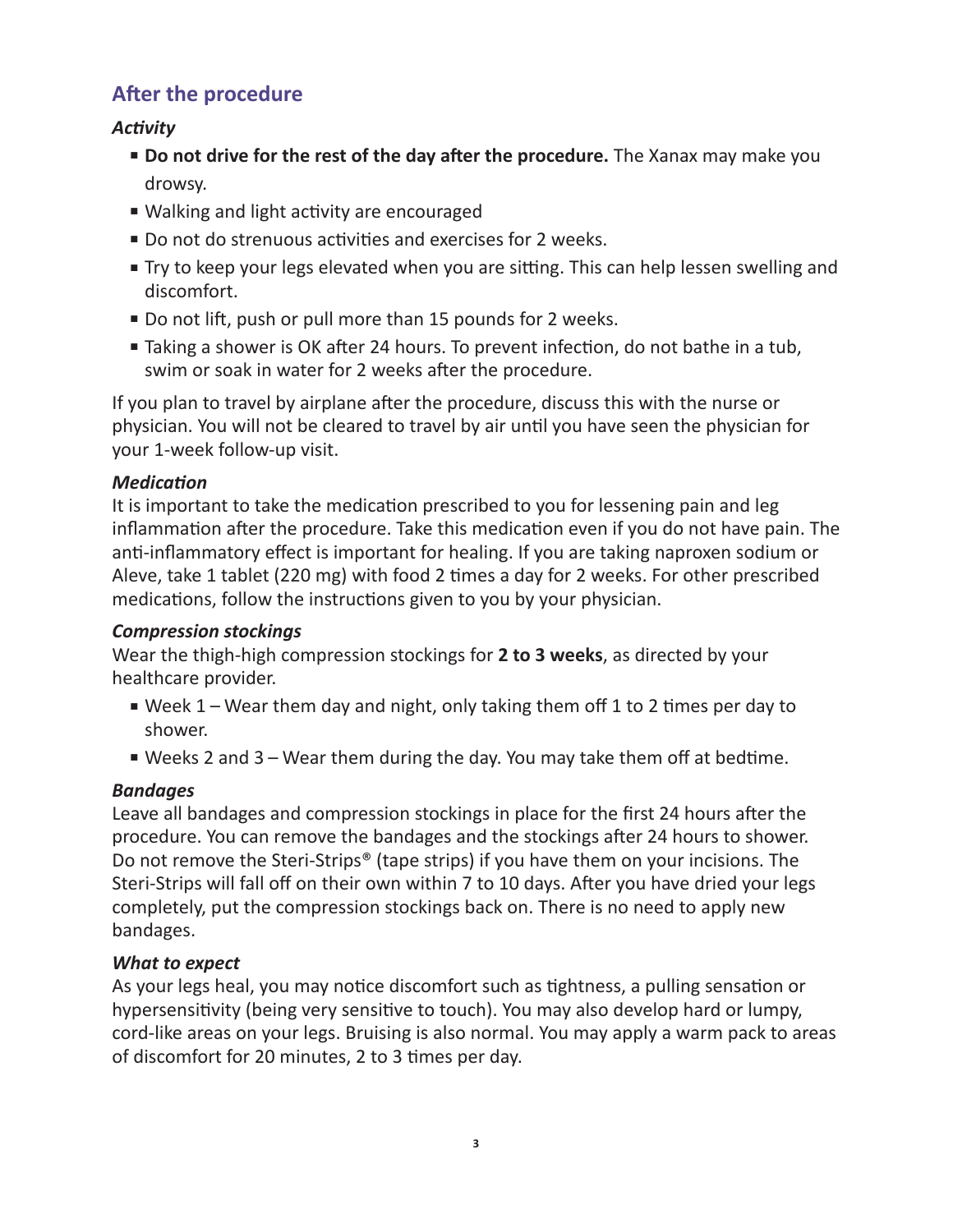## After the procedure

### *Activity*

- **Do not drive for the rest of the day after the procedure.** The Xanax may make you drowsy.
- Walking and light activity are encouraged
- Do not do strenuous activities and exercises for 2 weeks.
- Try to keep your legs elevated when you are sitting. This can help lessen swelling and discomfort.
- Do not lift, push or pull more than 15 pounds for 2 weeks.
- Taking a shower is OK after 24 hours. To prevent infection, do not bathe in a tub, swim or soak in water for 2 weeks after the procedure.

If you plan to travel by airplane after the procedure, discuss this with the nurse or physician. You will not be cleared to travel by air until you have seen the physician for your 1-week follow-up visit.

### *Medication*

It is important to take the medication prescribed to you for lessening pain and leg inflammation after the procedure. Take this medication even if you do not have pain. The anti-inflammatory effect is important for healing. If you are taking naproxen sodium or Aleve, take 1 tablet (220 mg) with food 2 times a day for 2 weeks. For other prescribed medications, follow the instructions given to you by your physician.

### *Compression stockings*

Wear the thigh-high compression stockings for **2 to 3 weeks**, as directed by your healthcare provider.

- Week 1 – Wear them day and night, only taking them off 1 to 2 times per day to shower.
- Weeks 2 and 3 – Wear them during the day. You may take them off at bedtime.

### *Bandages*

Leave all bandages and compression stockings in place for the first 24 hours after the procedure. You can remove the bandages and the stockings after 24 hours to shower. Do not remove the Steri-Strips® (tape strips) if you have them on your incisions. The Steri-Strips will fall off on their own within 7 to 10 days. After you have dried your legs completely, put the compression stockings back on. There is no need to apply new bandages.

### *What to expect*

As your legs heal, you may notice discomfort such as tightness, a pulling sensation or hypersensitivity (being very sensitive to touch). You may also develop hard or lumpy, cord-like areas on your legs. Bruising is also normal. You may apply a warm pack to areas of discomfort for 20 minutes, 2 to 3 times per day.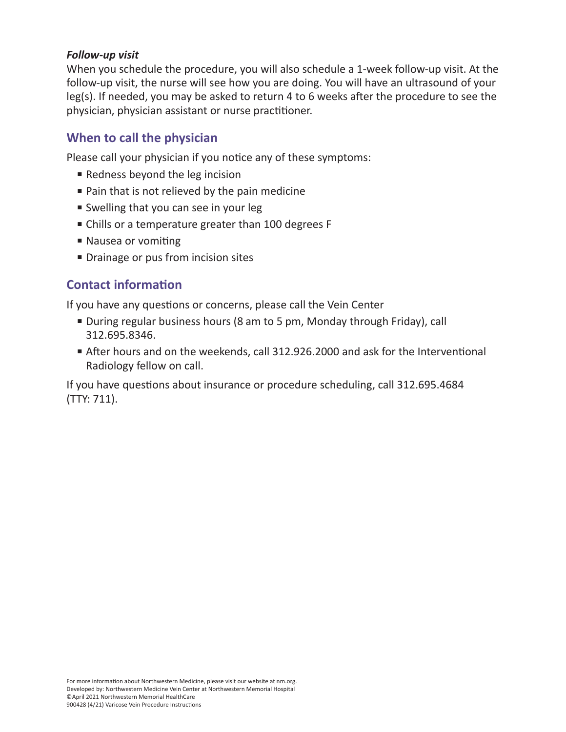***Follow-up visit***

When you schedule the procedure, you will also schedule a 1-week follow-up visit. At the follow-up visit, the nurse will see how you are doing. You will have an ultrasound of your leg(s). If needed, you may be asked to return 4 to 6 weeks after the procedure to see the physician, physician assistant or nurse practitioner.

## When to call the physician

Please call your physician if you notice any of these symptoms:

- Redness beyond the leg incision
- Pain that is not relieved by the pain medicine
- Swelling that you can see in your leg
- Chills or a temperature greater than 100 degrees F
- Nausea or vomiting
- Drainage or pus from incision sites

## Contact information

If you have any questions or concerns, please call the Vein Center

- During regular business hours (8 am to 5 pm, Monday through Friday), call 312.695.8346.
- After hours and on the weekends, call 312.926.2000 and ask for the Interventional Radiology fellow on call.

If you have questions about insurance or procedure scheduling, call 312.695.4684 (TTY: 711).

For more information about Northwestern Medicine, please visit our website at nm.org.
Developed by: Northwestern Medicine Vein Center at Northwestern Memorial Hospital
©April 2021 Northwestern Memorial HealthCare
900428 (4/21) Varicose Vein Procedure Instructions